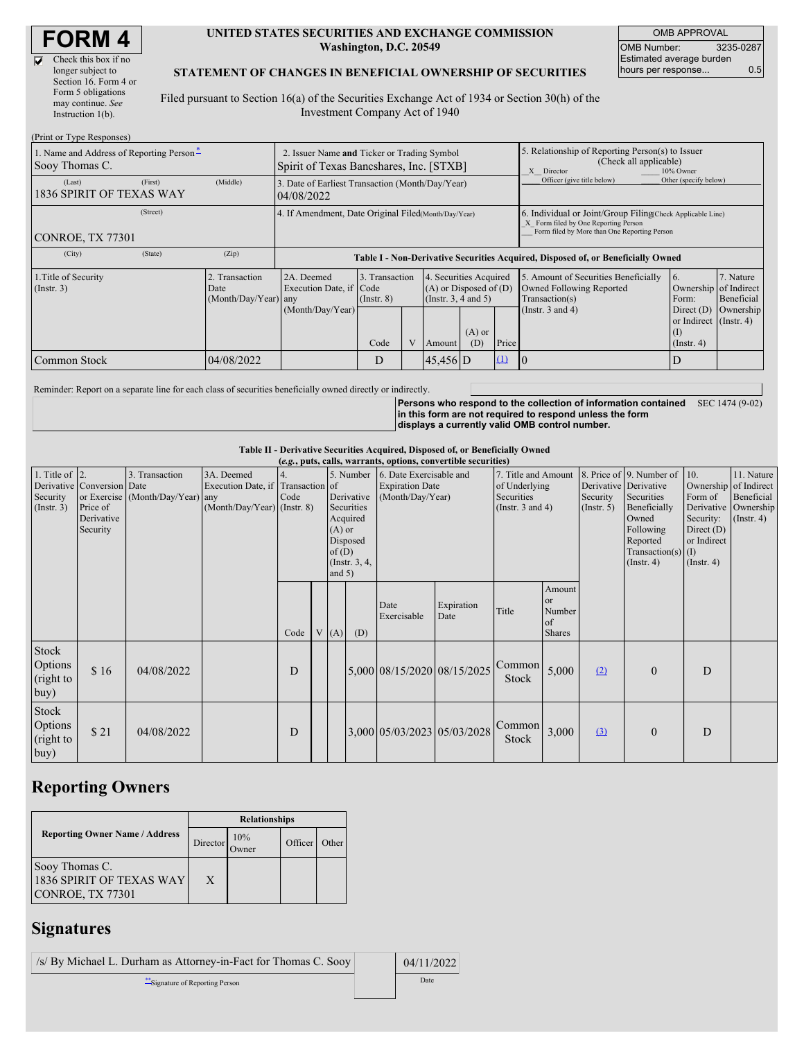# FORM 4

☑ Check this box if no longer subject to Section 16. Form 4 or Form 5 obligations may continue. *See* Instruction 1(b).

**UNITED STATES SECURITIES AND EXCHANGE COMMISSION**
**Washington, D.C. 20549**

**STATEMENT OF CHANGES IN BENEFICIAL OWNERSHIP OF SECURITIES**

Filed pursuant to Section 16(a) of the Securities Exchange Act of 1934 or Section 30(h) of the Investment Company Act of 1940

| OMB APPROVAL | |
|---|---|
| OMB Number: | 3235-0287 |
| Estimated average burden hours per response... | 0.5 |

(Print or Type Responses)

| | | |
|---|---|---|
| 1. Name and Address of Reporting Person* Sooy Thomas C. (Last) (First) (Middle) 1836 SPIRIT OF TEXAS WAY (Street) CONROE, TX 77301 (City) (State) (Zip) | 2. Issuer Name **and** Ticker or Trading Symbol Spirit of Texas Bancshares, Inc. [STXB] | 5. Relationship of Reporting Person(s) to Issuer (Check all applicable) _X_ Director ___ 10% Owner ___ Officer (give title below) ___ Other (specify below) |
| | 3. Date of Earliest Transaction (Month/Day/Year) 04/08/2022 | |
| | 4. If Amendment, Date Original Filed(Month/Day/Year) | 6. Individual or Joint/Group Filing(Check Applicable Line) _X_ Form filed by One Reporting Person ___ Form filed by More than One Reporting Person |

**Table I - Non-Derivative Securities Acquired, Disposed of, or Beneficially Owned**

| 1.Title of Security (Instr. 3) | 2. Transaction Date (Month/Day/Year) | 2A. Deemed Execution Date, if any (Month/Day/Year) | 3. Transaction Code (Instr. 8) | | 4. Securities Acquired (A) or Disposed of (D) (Instr. 3, 4 and 5) | | | 5. Amount of Securities Beneficially Owned Following Reported Transaction(s) (Instr. 3 and 4) | 6. Ownership Form: Direct (D) or Indirect (I) (Instr. 4) | 7. Nature of Indirect Beneficial Ownership (Instr. 4) |
|---|---|---|---|---|---|---|---|---|---|---|
| | | | Code | V | Amount | (A) or (D) | Price | | | |
| Common Stock | 04/08/2022 | | D | | 45,456 | D | (1) | 0 | D | |

Reminder: Report on a separate line for each class of securities beneficially owned directly or indirectly.

**Persons who respond to the collection of information contained in this form are not required to respond unless the form displays a currently valid OMB control number.** SEC 1474 (9-02)

**Table II - Derivative Securities Acquired, Disposed of, or Beneficially Owned**
***(e.g., puts, calls, warrants, options, convertible securities)***

| 1. Title of Derivative Security (Instr. 3) | 2. Conversion or Exercise Price of Derivative Security | 3. Transaction Date (Month/Day/Year) | 3A. Deemed Execution Date, if any (Month/Day/Year) | 4. Transaction Code (Instr. 8) | | 5. Number of Derivative Securities Acquired (A) or Disposed of (D) (Instr. 3, 4, and 5) | | 6. Date Exercisable and Expiration Date (Month/Day/Year) | | 7. Title and Amount of Underlying Securities (Instr. 3 and 4) | | 8. Price of Derivative Security (Instr. 5) | 9. Number of Derivative Securities Beneficially Owned Following Reported Transaction(s) (Instr. 4) | 10. Ownership Form of Derivative Security: Direct (D) or Indirect (I) (Instr. 4) | 11. Nature of Indirect Beneficial Ownership (Instr. 4) |
|---|---|---|---|---|---|---|---|---|---|---|---|---|---|---|---|
| | | | | Code | V | (A) | (D) | Date Exercisable | Expiration Date | Title | Amount or Number of Shares | | | | |
| Stock Options (right to buy) | $ 16 | 04/08/2022 | | D | | | 5,000 | 08/15/2020 | 08/15/2025 | Common Stock | 5,000 | (2) | 0 | D | |
| Stock Options (right to buy) | $ 21 | 04/08/2022 | | D | | | 3,000 | 05/03/2023 | 05/03/2028 | Common Stock | 3,000 | (3) | 0 | D | |

## Reporting Owners

| Reporting Owner Name / Address | Relationships | | | |
|---|---|---|---|---|
| | Director | 10% Owner | Officer | Other |
| Sooy Thomas C. 1836 SPIRIT OF TEXAS WAY CONROE, TX 77301 | X | | | |

## Signatures

| | |
|---|---|
| /s/ By Michael L. Durham as Attorney-in-Fact for Thomas C. Sooy | 04/11/2022 |
| **Signature of Reporting Person | Date |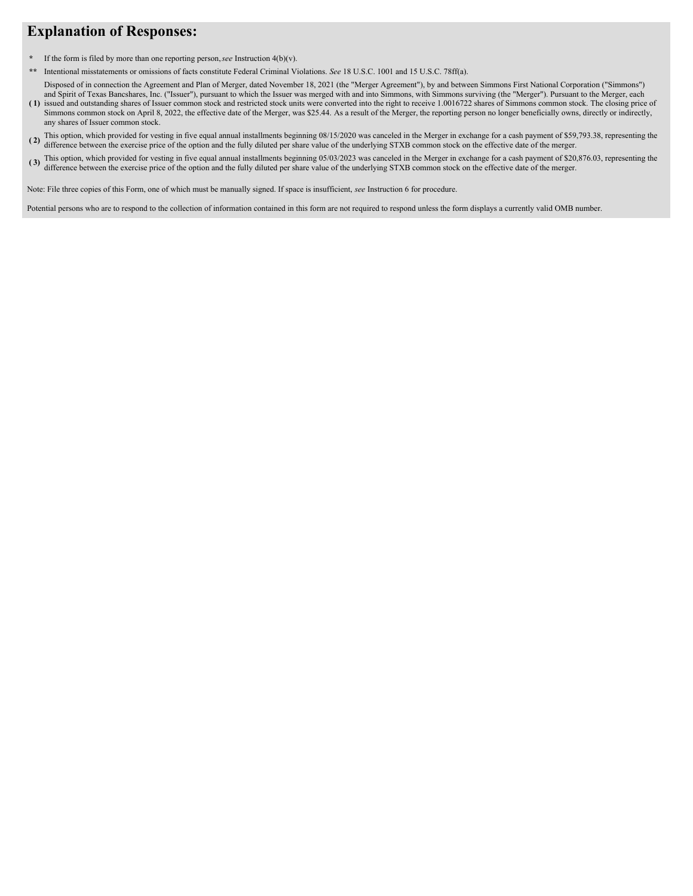# Explanation of Responses:

\* If the form is filed by more than one reporting person, *see* Instruction 4(b)(v).

\*\* Intentional misstatements or omissions of facts constitute Federal Criminal Violations. *See* 18 U.S.C. 1001 and 15 U.S.C. 78ff(a).

( 1) Disposed of in connection the Agreement and Plan of Merger, dated November 18, 2021 (the "Merger Agreement"), by and between Simmons First National Corporation ("Simmons") and Spirit of Texas Bancshares, Inc. ("Issuer"), pursuant to which the Issuer was merged with and into Simmons, with Simmons surviving (the "Merger"). Pursuant to the Merger, each issued and outstanding shares of Issuer common stock and restricted stock units were converted into the right to receive 1.0016722 shares of Simmons common stock. The closing price of Simmons common stock on April 8, 2022, the effective date of the Merger, was $25.44. As a result of the Merger, the reporting person no longer beneficially owns, directly or indirectly, any shares of Issuer common stock.

( 2) This option, which provided for vesting in five equal annual installments beginning 08/15/2020 was canceled in the Merger in exchange for a cash payment of $59,793.38, representing the difference between the exercise price of the option and the fully diluted per share value of the underlying STXB common stock on the effective date of the merger.

( 3) This option, which provided for vesting in five equal annual installments beginning 05/03/2023 was canceled in the Merger in exchange for a cash payment of $20,876.03, representing the difference between the exercise price of the option and the fully diluted per share value of the underlying STXB common stock on the effective date of the merger.

Note: File three copies of this Form, one of which must be manually signed. If space is insufficient, *see* Instruction 6 for procedure.

Potential persons who are to respond to the collection of information contained in this form are not required to respond unless the form displays a currently valid OMB number.